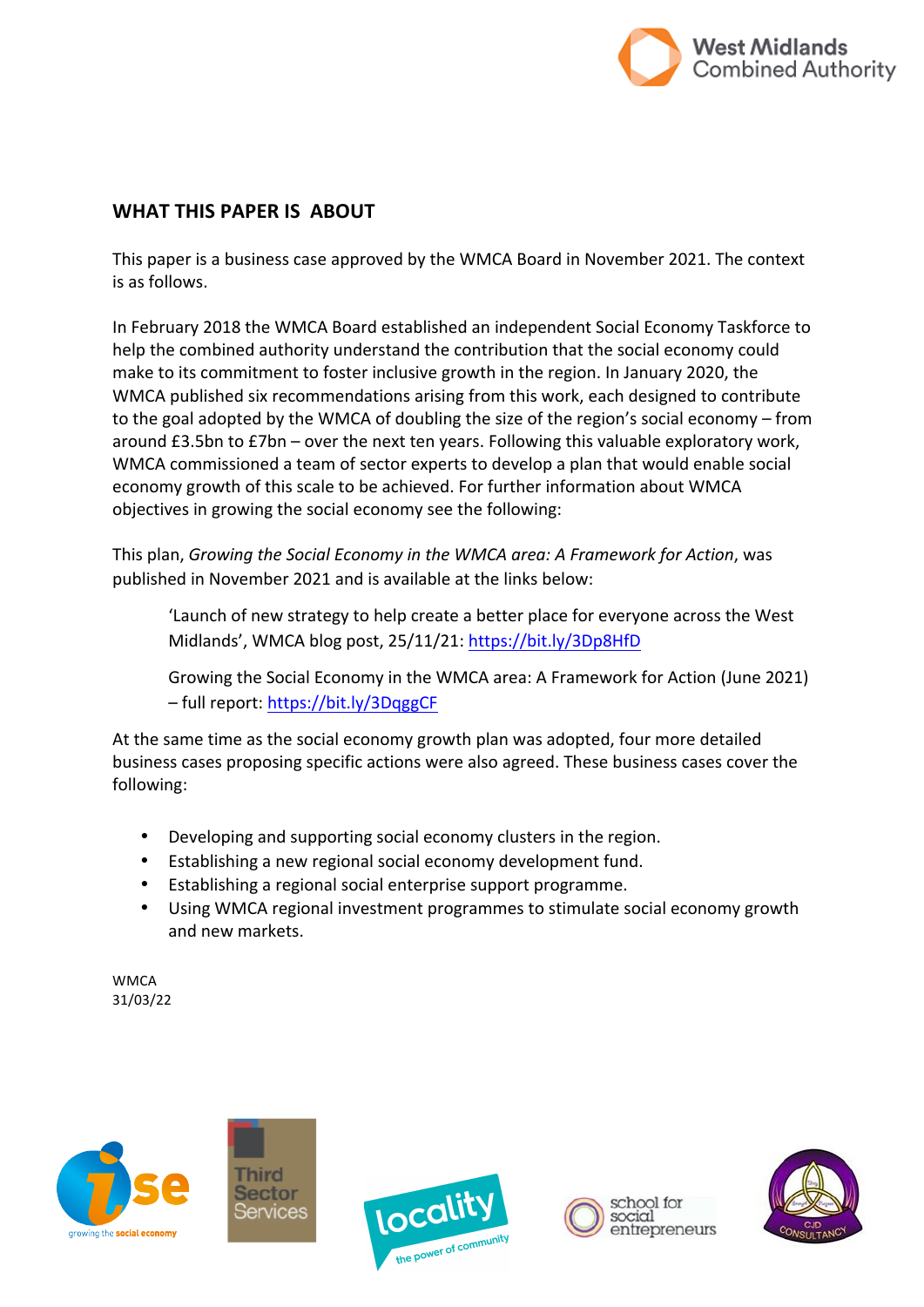## WHAT THIS PAPER IS ABOUT

This paper is a business case approved by the WMCA Board in November 2021. The context is as follows.

In February 2018 the WMCA Board established an independent Social Economy Taskforce to help the combined authority understand the contribution that the social economy could make to its commitment to foster inclusive growth in the region. In January 2020, the WMCA published six recommendations arising from this work, each designed to contribute to the goal adopted by the WMCA of doubling the size of the region's social economy – from around £3.5bn to £7bn – over the next ten years. Following this valuable exploratory work, WMCA commissioned a team of sector experts to develop a plan that would enable social economy growth of this scale to be achieved. For further information about WMCA objectives in growing the social economy see the following:

This plan, *Growing the Social Economy in the WMCA area: A Framework for Action*, was published in November 2021 and is available at the links below:

> 'Launch of new strategy to help create a better place for everyone across the West Midlands', WMCA blog post, 25/11/21: https://bit.ly/3Dp8HfD
>
> Growing the Social Economy in the WMCA area: A Framework for Action (June 2021) – full report: https://bit.ly/3DqggCF

At the same time as the social economy growth plan was adopted, four more detailed business cases proposing specific actions were also agreed. These business cases cover the following:

- Developing and supporting social economy clusters in the region.
- Establishing a new regional social economy development fund.
- Establishing a regional social enterprise support programme.
- Using WMCA regional investment programmes to stimulate social economy growth and new markets.

WMCA
31/03/22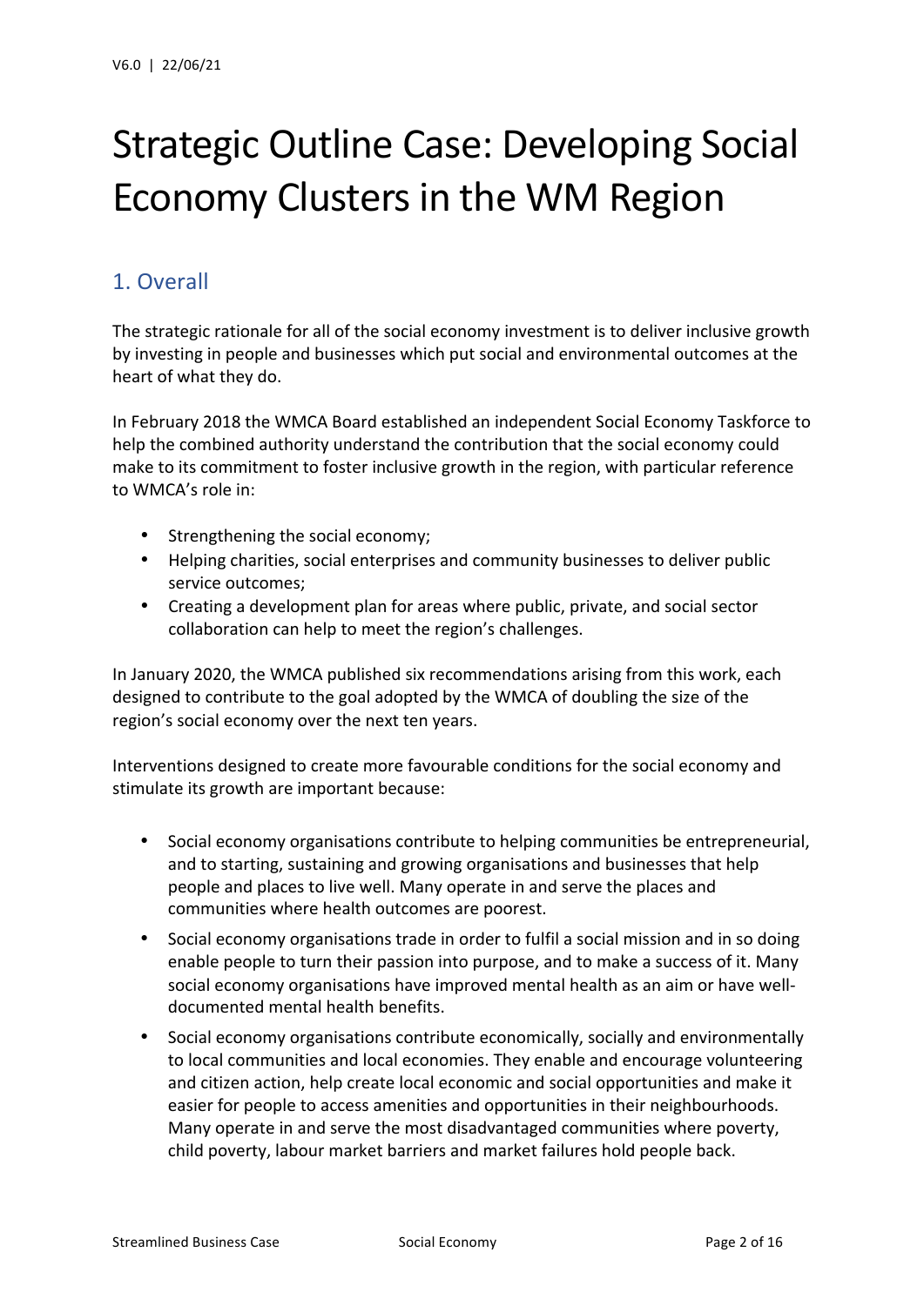# Strategic Outline Case: Developing Social Economy Clusters in the WM Region

## 1. Overall

The strategic rationale for all of the social economy investment is to deliver inclusive growth by investing in people and businesses which put social and environmental outcomes at the heart of what they do.

In February 2018 the WMCA Board established an independent Social Economy Taskforce to help the combined authority understand the contribution that the social economy could make to its commitment to foster inclusive growth in the region, with particular reference to WMCA's role in:

- Strengthening the social economy;
- Helping charities, social enterprises and community businesses to deliver public service outcomes;
- Creating a development plan for areas where public, private, and social sector collaboration can help to meet the region's challenges.

In January 2020, the WMCA published six recommendations arising from this work, each designed to contribute to the goal adopted by the WMCA of doubling the size of the region's social economy over the next ten years.

Interventions designed to create more favourable conditions for the social economy and stimulate its growth are important because:

- Social economy organisations contribute to helping communities be entrepreneurial, and to starting, sustaining and growing organisations and businesses that help people and places to live well. Many operate in and serve the places and communities where health outcomes are poorest.
- Social economy organisations trade in order to fulfil a social mission and in so doing enable people to turn their passion into purpose, and to make a success of it. Many social economy organisations have improved mental health as an aim or have well-documented mental health benefits.
- Social economy organisations contribute economically, socially and environmentally to local communities and local economies. They enable and encourage volunteering and citizen action, help create local economic and social opportunities and make it easier for people to access amenities and opportunities in their neighbourhoods. Many operate in and serve the most disadvantaged communities where poverty, child poverty, labour market barriers and market failures hold people back.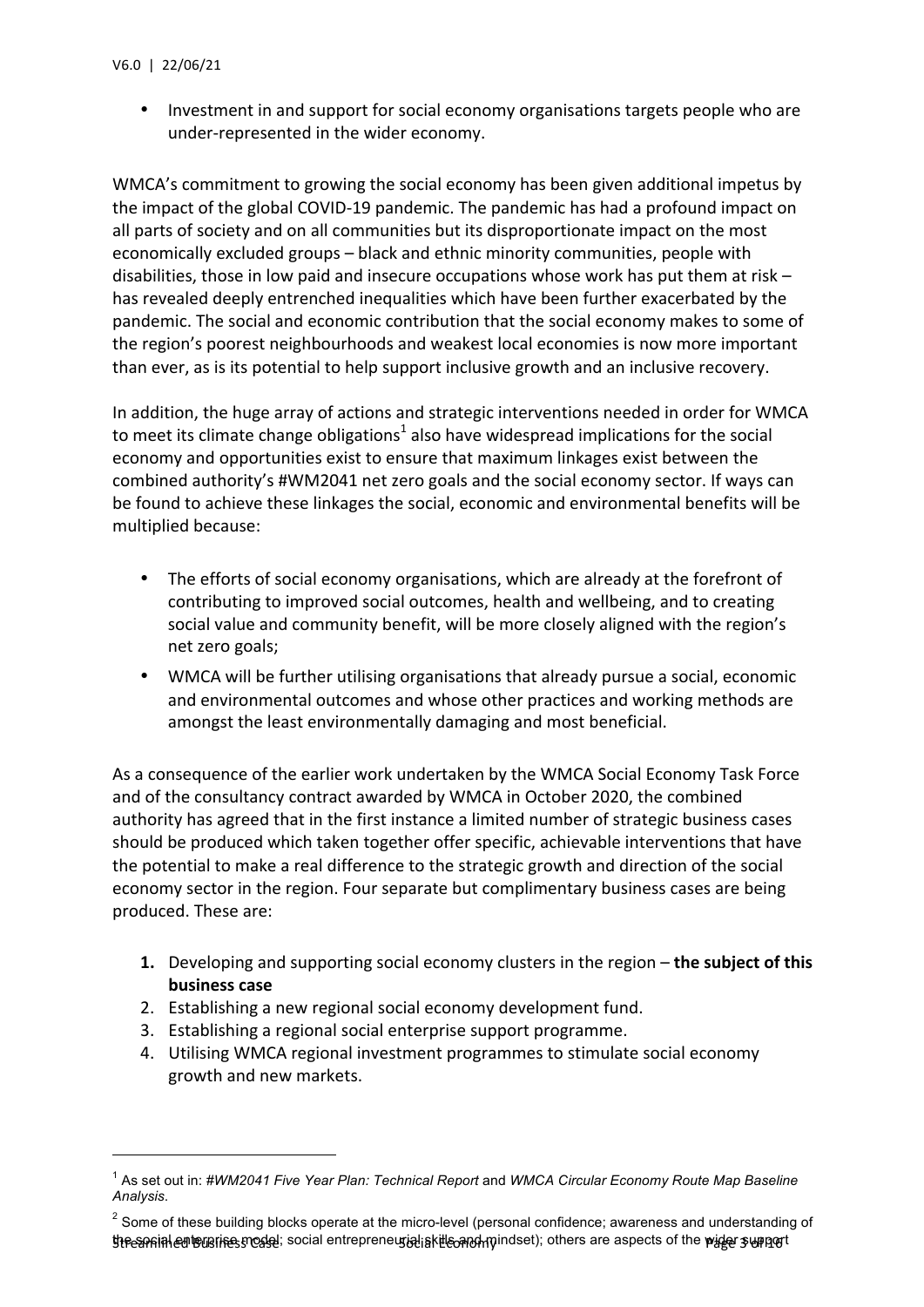- Investment in and support for social economy organisations targets people who are under-represented in the wider economy.

WMCA's commitment to growing the social economy has been given additional impetus by the impact of the global COVID-19 pandemic. The pandemic has had a profound impact on all parts of society and on all communities but its disproportionate impact on the most economically excluded groups – black and ethnic minority communities, people with disabilities, those in low paid and insecure occupations whose work has put them at risk – has revealed deeply entrenched inequalities which have been further exacerbated by the pandemic. The social and economic contribution that the social economy makes to some of the region's poorest neighbourhoods and weakest local economies is now more important than ever, as is its potential to help support inclusive growth and an inclusive recovery.

In addition, the huge array of actions and strategic interventions needed in order for WMCA to meet its climate change obligations[1] also have widespread implications for the social economy and opportunities exist to ensure that maximum linkages exist between the combined authority's #WM2041 net zero goals and the social economy sector. If ways can be found to achieve these linkages the social, economic and environmental benefits will be multiplied because:

- The efforts of social economy organisations, which are already at the forefront of contributing to improved social outcomes, health and wellbeing, and to creating social value and community benefit, will be more closely aligned with the region's net zero goals;
- WMCA will be further utilising organisations that already pursue a social, economic and environmental outcomes and whose other practices and working methods are amongst the least environmentally damaging and most beneficial.

As a consequence of the earlier work undertaken by the WMCA Social Economy Task Force and of the consultancy contract awarded by WMCA in October 2020, the combined authority has agreed that in the first instance a limited number of strategic business cases should be produced which taken together offer specific, achievable interventions that have the potential to make a real difference to the strategic growth and direction of the social economy sector in the region. Four separate but complimentary business cases are being produced. These are:

1. Developing and supporting social economy clusters in the region – **the subject of this business case**
2. Establishing a new regional social economy development fund.
3. Establishing a regional social enterprise support programme.
4. Utilising WMCA regional investment programmes to stimulate social economy growth and new markets.

---

[1] As set out in: *#WM2041 Five Year Plan: Technical Report* and *WMCA Circular Economy Route Map Baseline Analysis*.

[2] Some of these building blocks operate at the micro-level (personal confidence; awareness and understanding of the social enterprise model; social entrepreneurial skills and mindset); others are aspects of the wider support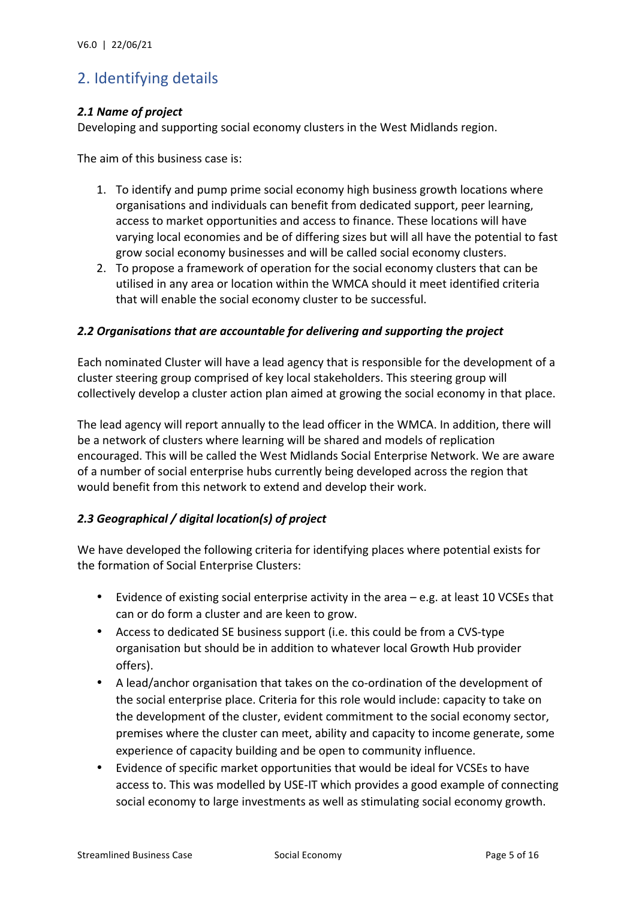## 2. Identifying details

### *2.1 Name of project*

Developing and supporting social economy clusters in the West Midlands region.

The aim of this business case is:

1. To identify and pump prime social economy high business growth locations where organisations and individuals can benefit from dedicated support, peer learning, access to market opportunities and access to finance. These locations will have varying local economies and be of differing sizes but will all have the potential to fast grow social economy businesses and will be called social economy clusters.
2. To propose a framework of operation for the social economy clusters that can be utilised in any area or location within the WMCA should it meet identified criteria that will enable the social economy cluster to be successful.

### *2.2 Organisations that are accountable for delivering and supporting the project*

Each nominated Cluster will have a lead agency that is responsible for the development of a cluster steering group comprised of key local stakeholders. This steering group will collectively develop a cluster action plan aimed at growing the social economy in that place.

The lead agency will report annually to the lead officer in the WMCA. In addition, there will be a network of clusters where learning will be shared and models of replication encouraged. This will be called the West Midlands Social Enterprise Network. We are aware of a number of social enterprise hubs currently being developed across the region that would benefit from this network to extend and develop their work.

### *2.3 Geographical / digital location(s) of project*

We have developed the following criteria for identifying places where potential exists for the formation of Social Enterprise Clusters:

- Evidence of existing social enterprise activity in the area – e.g. at least 10 VCSEs that can or do form a cluster and are keen to grow.
- Access to dedicated SE business support (i.e. this could be from a CVS-type organisation but should be in addition to whatever local Growth Hub provider offers).
- A lead/anchor organisation that takes on the co-ordination of the development of the social enterprise place. Criteria for this role would include: capacity to take on the development of the cluster, evident commitment to the social economy sector, premises where the cluster can meet, ability and capacity to income generate, some experience of capacity building and be open to community influence.
- Evidence of specific market opportunities that would be ideal for VCSEs to have access to. This was modelled by USE-IT which provides a good example of connecting social economy to large investments as well as stimulating social economy growth.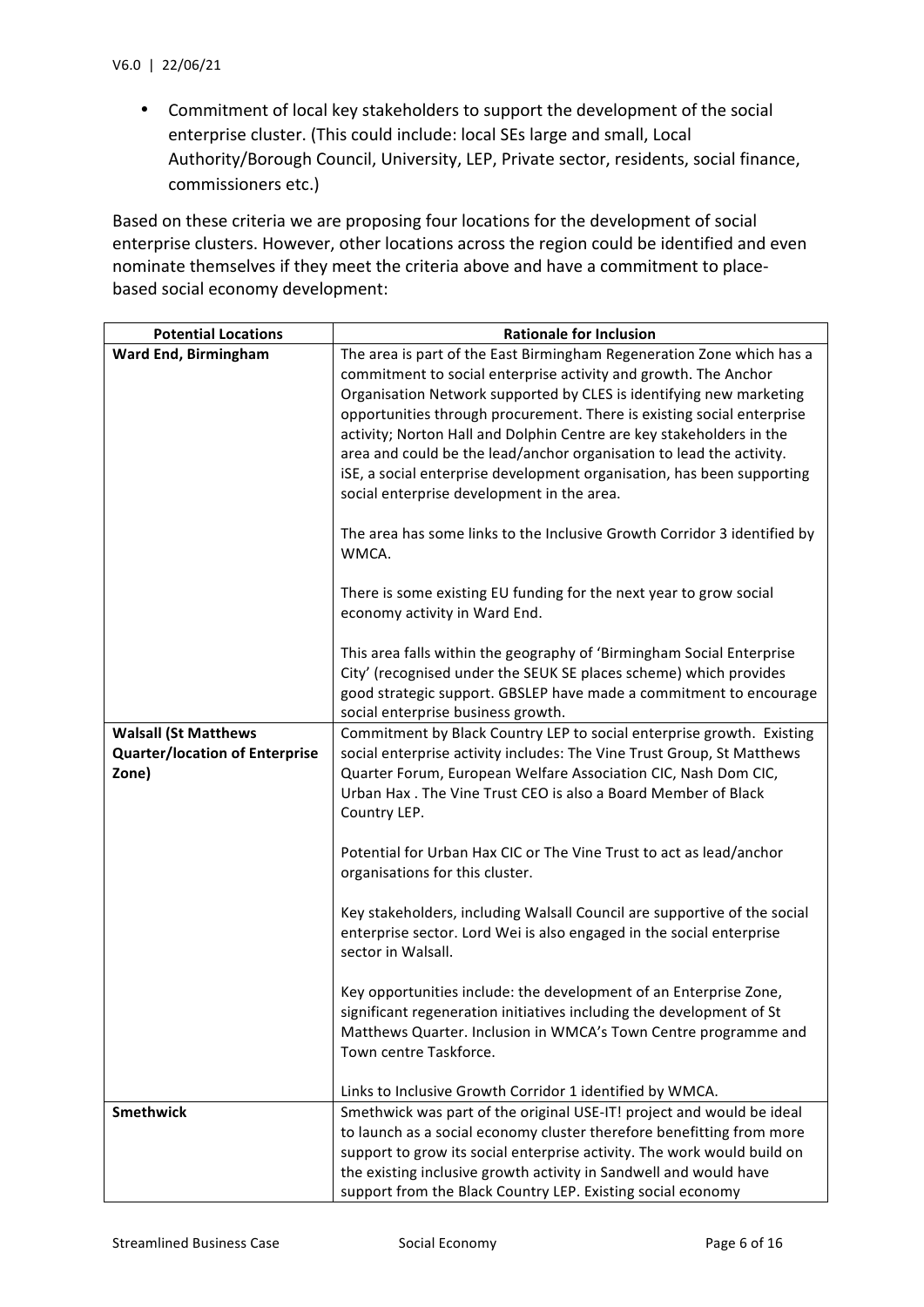- Commitment of local key stakeholders to support the development of the social enterprise cluster. (This could include: local SEs large and small, Local Authority/Borough Council, University, LEP, Private sector, residents, social finance, commissioners etc.)

Based on these criteria we are proposing four locations for the development of social enterprise clusters. However, other locations across the region could be identified and even nominate themselves if they meet the criteria above and have a commitment to place-based social economy development:

| Potential Locations | Rationale for Inclusion |
|---|---|
| **Ward End, Birmingham** | The area is part of the East Birmingham Regeneration Zone which has a commitment to social enterprise activity and growth. The Anchor Organisation Network supported by CLES is identifying new marketing opportunities through procurement. There is existing social enterprise activity; Norton Hall and Dolphin Centre are key stakeholders in the area and could be the lead/anchor organisation to lead the activity. iSE, a social enterprise development organisation, has been supporting social enterprise development in the area.<br><br>The area has some links to the Inclusive Growth Corridor 3 identified by WMCA.<br><br>There is some existing EU funding for the next year to grow social economy activity in Ward End.<br><br>This area falls within the geography of 'Birmingham Social Enterprise City' (recognised under the SEUK SE places scheme) which provides good strategic support. GBSLEP have made a commitment to encourage social enterprise business growth. |
| **Walsall (St Matthews Quarter/location of Enterprise Zone)** | Commitment by Black Country LEP to social enterprise growth. Existing social enterprise activity includes: The Vine Trust Group, St Matthews Quarter Forum, European Welfare Association CIC, Nash Dom CIC, Urban Hax . The Vine Trust CEO is also a Board Member of Black Country LEP.<br><br>Potential for Urban Hax CIC or The Vine Trust to act as lead/anchor organisations for this cluster.<br><br>Key stakeholders, including Walsall Council are supportive of the social enterprise sector. Lord Wei is also engaged in the social enterprise sector in Walsall.<br><br>Key opportunities include: the development of an Enterprise Zone, significant regeneration initiatives including the development of St Matthews Quarter. Inclusion in WMCA's Town Centre programme and Town centre Taskforce.<br><br>Links to Inclusive Growth Corridor 1 identified by WMCA. |
| **Smethwick** | Smethwick was part of the original USE-IT! project and would be ideal to launch as a social economy cluster therefore benefitting from more support to grow its social enterprise activity. The work would build on the existing inclusive growth activity in Sandwell and would have support from the Black Country LEP. Existing social economy |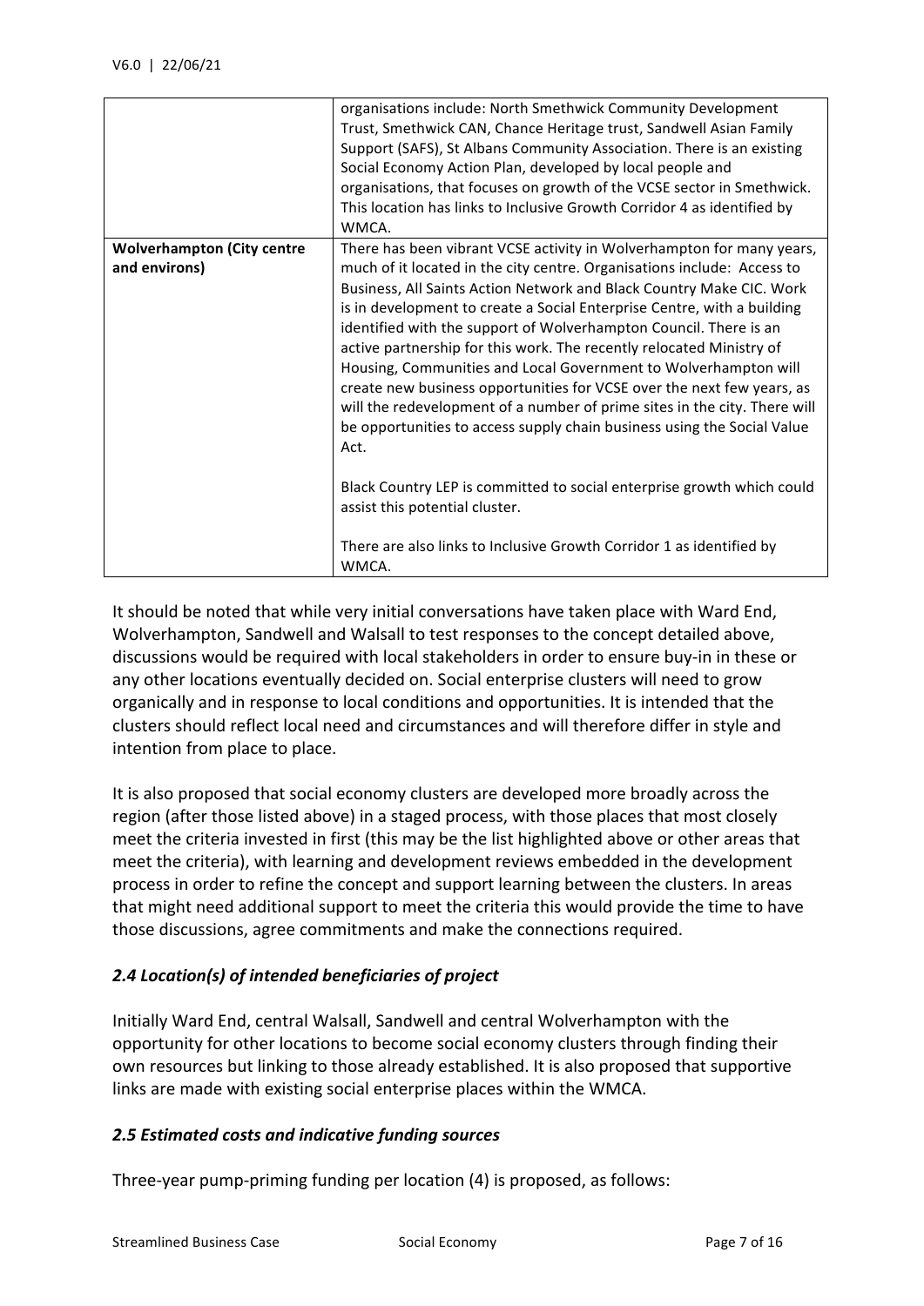| | |
|---|---|
| | organisations include: North Smethwick Community Development Trust, Smethwick CAN, Chance Heritage trust, Sandwell Asian Family Support (SAFS), St Albans Community Association. There is an existing Social Economy Action Plan, developed by local people and organisations, that focuses on growth of the VCSE sector in Smethwick. This location has links to Inclusive Growth Corridor 4 as identified by WMCA. |
| **Wolverhampton (City centre and environs)** | There has been vibrant VCSE activity in Wolverhampton for many years, much of it located in the city centre. Organisations include: Access to Business, All Saints Action Network and Black Country Make CIC. Work is in development to create a Social Enterprise Centre, with a building identified with the support of Wolverhampton Council. There is an active partnership for this work. The recently relocated Ministry of Housing, Communities and Local Government to Wolverhampton will create new business opportunities for VCSE over the next few years, as will the redevelopment of a number of prime sites in the city. There will be opportunities to access supply chain business using the Social Value Act.<br><br>Black Country LEP is committed to social enterprise growth which could assist this potential cluster.<br><br>There are also links to Inclusive Growth Corridor 1 as identified by WMCA. |

It should be noted that while very initial conversations have taken place with Ward End, Wolverhampton, Sandwell and Walsall to test responses to the concept detailed above, discussions would be required with local stakeholders in order to ensure buy-in in these or any other locations eventually decided on. Social enterprise clusters will need to grow organically and in response to local conditions and opportunities. It is intended that the clusters should reflect local need and circumstances and will therefore differ in style and intention from place to place.

It is also proposed that social economy clusters are developed more broadly across the region (after those listed above) in a staged process, with those places that most closely meet the criteria invested in first (this may be the list highlighted above or other areas that meet the criteria), with learning and development reviews embedded in the development process in order to refine the concept and support learning between the clusters. In areas that might need additional support to meet the criteria this would provide the time to have those discussions, agree commitments and make the connections required.

### *2.4 Location(s) of intended beneficiaries of project*

Initially Ward End, central Walsall, Sandwell and central Wolverhampton with the opportunity for other locations to become social economy clusters through finding their own resources but linking to those already established. It is also proposed that supportive links are made with existing social enterprise places within the WMCA.

### *2.5 Estimated costs and indicative funding sources*

Three-year pump-priming funding per location (4) is proposed, as follows: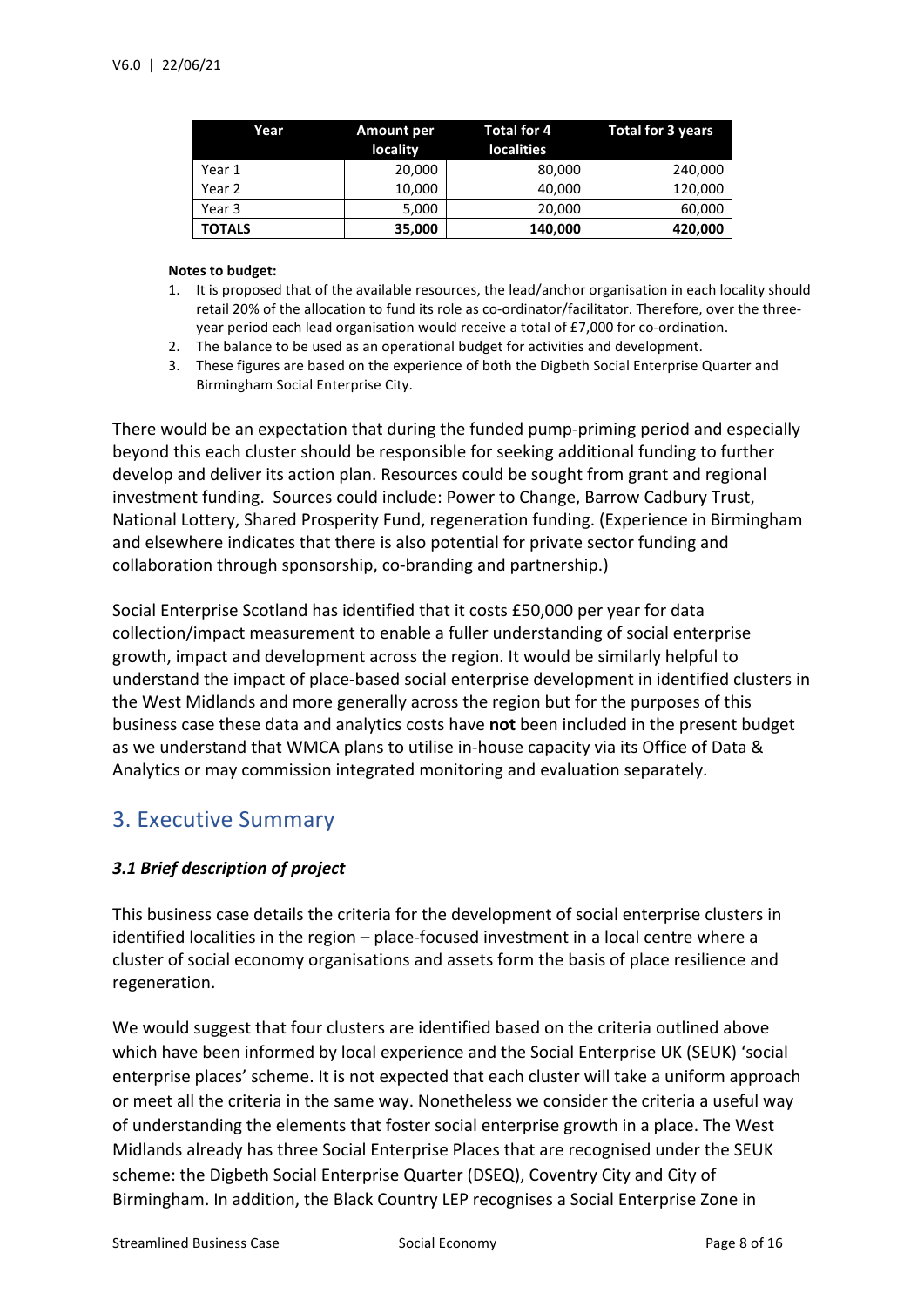| Year | Amount per locality | Total for 4 localities | Total for 3 years |
|---|---|---|---|
| Year 1 | 20,000 | 80,000 | 240,000 |
| Year 2 | 10,000 | 40,000 | 120,000 |
| Year 3 | 5,000 | 20,000 | 60,000 |
| **TOTALS** | **35,000** | **140,000** | **420,000** |

**Notes to budget:**

1. It is proposed that of the available resources, the lead/anchor organisation in each locality should retail 20% of the allocation to fund its role as co-ordinator/facilitator. Therefore, over the three-year period each lead organisation would receive a total of £7,000 for co-ordination.
2. The balance to be used as an operational budget for activities and development.
3. These figures are based on the experience of both the Digbeth Social Enterprise Quarter and Birmingham Social Enterprise City.

There would be an expectation that during the funded pump-priming period and especially beyond this each cluster should be responsible for seeking additional funding to further develop and deliver its action plan. Resources could be sought from grant and regional investment funding. Sources could include: Power to Change, Barrow Cadbury Trust, National Lottery, Shared Prosperity Fund, regeneration funding. (Experience in Birmingham and elsewhere indicates that there is also potential for private sector funding and collaboration through sponsorship, co-branding and partnership.)

Social Enterprise Scotland has identified that it costs £50,000 per year for data collection/impact measurement to enable a fuller understanding of social enterprise growth, impact and development across the region. It would be similarly helpful to understand the impact of place-based social enterprise development in identified clusters in the West Midlands and more generally across the region but for the purposes of this business case these data and analytics costs have **not** been included in the present budget as we understand that WMCA plans to utilise in-house capacity via its Office of Data & Analytics or may commission integrated monitoring and evaluation separately.

## 3. Executive Summary

### *3.1 Brief description of project*

This business case details the criteria for the development of social enterprise clusters in identified localities in the region – place-focused investment in a local centre where a cluster of social economy organisations and assets form the basis of place resilience and regeneration.

We would suggest that four clusters are identified based on the criteria outlined above which have been informed by local experience and the Social Enterprise UK (SEUK) 'social enterprise places' scheme. It is not expected that each cluster will take a uniform approach or meet all the criteria in the same way. Nonetheless we consider the criteria a useful way of understanding the elements that foster social enterprise growth in a place. The West Midlands already has three Social Enterprise Places that are recognised under the SEUK scheme: the Digbeth Social Enterprise Quarter (DSEQ), Coventry City and City of Birmingham. In addition, the Black Country LEP recognises a Social Enterprise Zone in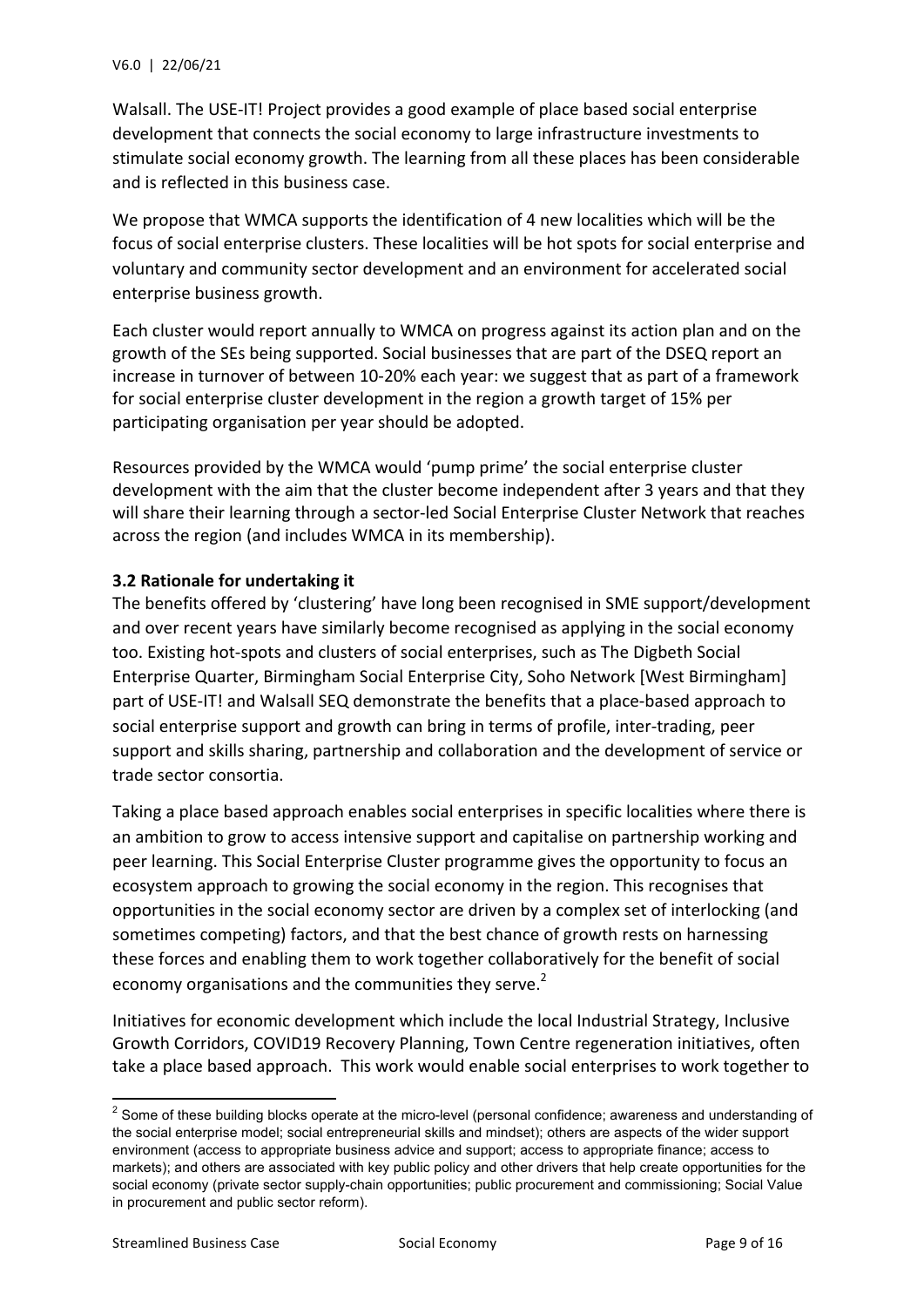Walsall. The USE-IT! Project provides a good example of place based social enterprise development that connects the social economy to large infrastructure investments to stimulate social economy growth. The learning from all these places has been considerable and is reflected in this business case.

We propose that WMCA supports the identification of 4 new localities which will be the focus of social enterprise clusters. These localities will be hot spots for social enterprise and voluntary and community sector development and an environment for accelerated social enterprise business growth.

Each cluster would report annually to WMCA on progress against its action plan and on the growth of the SEs being supported. Social businesses that are part of the DSEQ report an increase in turnover of between 10-20% each year: we suggest that as part of a framework for social enterprise cluster development in the region a growth target of 15% per participating organisation per year should be adopted.

Resources provided by the WMCA would 'pump prime' the social enterprise cluster development with the aim that the cluster become independent after 3 years and that they will share their learning through a sector-led Social Enterprise Cluster Network that reaches across the region (and includes WMCA in its membership).

### 3.2 Rationale for undertaking it

The benefits offered by 'clustering' have long been recognised in SME support/development and over recent years have similarly become recognised as applying in the social economy too. Existing hot-spots and clusters of social enterprises, such as The Digbeth Social Enterprise Quarter, Birmingham Social Enterprise City, Soho Network [West Birmingham] part of USE-IT! and Walsall SEQ demonstrate the benefits that a place-based approach to social enterprise support and growth can bring in terms of profile, inter-trading, peer support and skills sharing, partnership and collaboration and the development of service or trade sector consortia.

Taking a place based approach enables social enterprises in specific localities where there is an ambition to grow to access intensive support and capitalise on partnership working and peer learning. This Social Enterprise Cluster programme gives the opportunity to focus an ecosystem approach to growing the social economy in the region. This recognises that opportunities in the social economy sector are driven by a complex set of interlocking (and sometimes competing) factors, and that the best chance of growth rests on harnessing these forces and enabling them to work together collaboratively for the benefit of social economy organisations and the communities they serve.[2]

Initiatives for economic development which include the local Industrial Strategy, Inclusive Growth Corridors, COVID19 Recovery Planning, Town Centre regeneration initiatives, often take a place based approach. This work would enable social enterprises to work together to

[2] Some of these building blocks operate at the micro-level (personal confidence; awareness and understanding of the social enterprise model; social entrepreneurial skills and mindset); others are aspects of the wider support environment (access to appropriate business advice and support; access to appropriate finance; access to markets); and others are associated with key public policy and other drivers that help create opportunities for the social economy (private sector supply-chain opportunities; public procurement and commissioning; Social Value in procurement and public sector reform).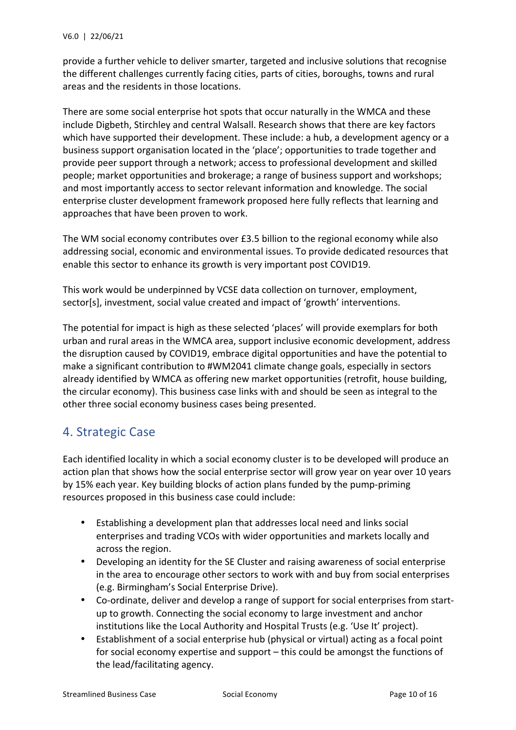provide a further vehicle to deliver smarter, targeted and inclusive solutions that recognise the different challenges currently facing cities, parts of cities, boroughs, towns and rural areas and the residents in those locations.

There are some social enterprise hot spots that occur naturally in the WMCA and these include Digbeth, Stirchley and central Walsall. Research shows that there are key factors which have supported their development. These include: a hub, a development agency or a business support organisation located in the 'place'; opportunities to trade together and provide peer support through a network; access to professional development and skilled people; market opportunities and brokerage; a range of business support and workshops; and most importantly access to sector relevant information and knowledge. The social enterprise cluster development framework proposed here fully reflects that learning and approaches that have been proven to work.

The WM social economy contributes over £3.5 billion to the regional economy while also addressing social, economic and environmental issues. To provide dedicated resources that enable this sector to enhance its growth is very important post COVID19.

This work would be underpinned by VCSE data collection on turnover, employment, sector[s], investment, social value created and impact of 'growth' interventions.

The potential for impact is high as these selected 'places' will provide exemplars for both urban and rural areas in the WMCA area, support inclusive economic development, address the disruption caused by COVID19, embrace digital opportunities and have the potential to make a significant contribution to #WM2041 climate change goals, especially in sectors already identified by WMCA as offering new market opportunities (retrofit, house building, the circular economy). This business case links with and should be seen as integral to the other three social economy business cases being presented.

## 4. Strategic Case

Each identified locality in which a social economy cluster is to be developed will produce an action plan that shows how the social enterprise sector will grow year on year over 10 years by 15% each year. Key building blocks of action plans funded by the pump-priming resources proposed in this business case could include:

- Establishing a development plan that addresses local need and links social enterprises and trading VCOs with wider opportunities and markets locally and across the region.
- Developing an identity for the SE Cluster and raising awareness of social enterprise in the area to encourage other sectors to work with and buy from social enterprises (e.g. Birmingham's Social Enterprise Drive).
- Co-ordinate, deliver and develop a range of support for social enterprises from start-up to growth. Connecting the social economy to large investment and anchor institutions like the Local Authority and Hospital Trusts (e.g. 'Use It' project).
- Establishment of a social enterprise hub (physical or virtual) acting as a focal point for social economy expertise and support – this could be amongst the functions of the lead/facilitating agency.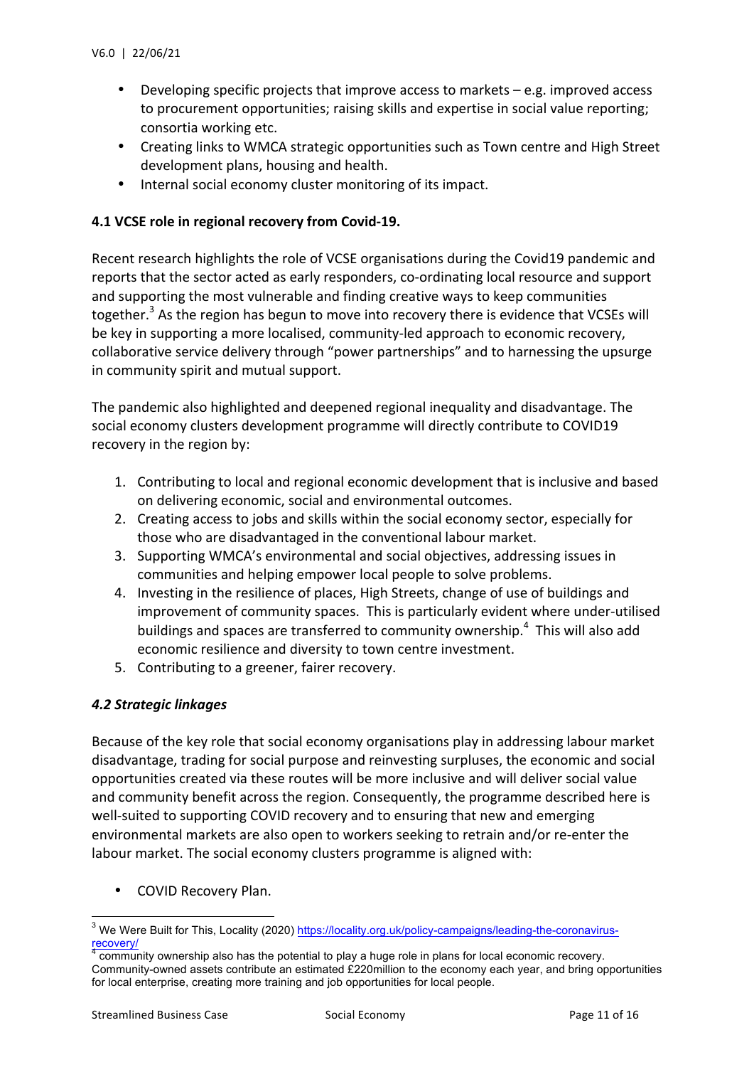- Developing specific projects that improve access to markets – e.g. improved access to procurement opportunities; raising skills and expertise in social value reporting; consortia working etc.
- Creating links to WMCA strategic opportunities such as Town centre and High Street development plans, housing and health.
- Internal social economy cluster monitoring of its impact.

### 4.1 VCSE role in regional recovery from Covid-19.

Recent research highlights the role of VCSE organisations during the Covid19 pandemic and reports that the sector acted as early responders, co-ordinating local resource and support and supporting the most vulnerable and finding creative ways to keep communities together.[3] As the region has begun to move into recovery there is evidence that VCSEs will be key in supporting a more localised, community-led approach to economic recovery, collaborative service delivery through "power partnerships" and to harnessing the upsurge in community spirit and mutual support.

The pandemic also highlighted and deepened regional inequality and disadvantage. The social economy clusters development programme will directly contribute to COVID19 recovery in the region by:

1. Contributing to local and regional economic development that is inclusive and based on delivering economic, social and environmental outcomes.
2. Creating access to jobs and skills within the social economy sector, especially for those who are disadvantaged in the conventional labour market.
3. Supporting WMCA's environmental and social objectives, addressing issues in communities and helping empower local people to solve problems.
4. Investing in the resilience of places, High Streets, change of use of buildings and improvement of community spaces. This is particularly evident where under-utilised buildings and spaces are transferred to community ownership.[4] This will also add economic resilience and diversity to town centre investment.
5. Contributing to a greener, fairer recovery.

### *4.2 Strategic linkages*

Because of the key role that social economy organisations play in addressing labour market disadvantage, trading for social purpose and reinvesting surpluses, the economic and social opportunities created via these routes will be more inclusive and will deliver social value and community benefit across the region. Consequently, the programme described here is well-suited to supporting COVID recovery and to ensuring that new and emerging environmental markets are also open to workers seeking to retrain and/or re-enter the labour market. The social economy clusters programme is aligned with:

- COVID Recovery Plan.

---

[3] We Were Built for This, Locality (2020) https://locality.org.uk/policy-campaigns/leading-the-coronavirus-recovery/

[4] community ownership also has the potential to play a huge role in plans for local economic recovery. Community-owned assets contribute an estimated £220million to the economy each year, and bring opportunities for local enterprise, creating more training and job opportunities for local people.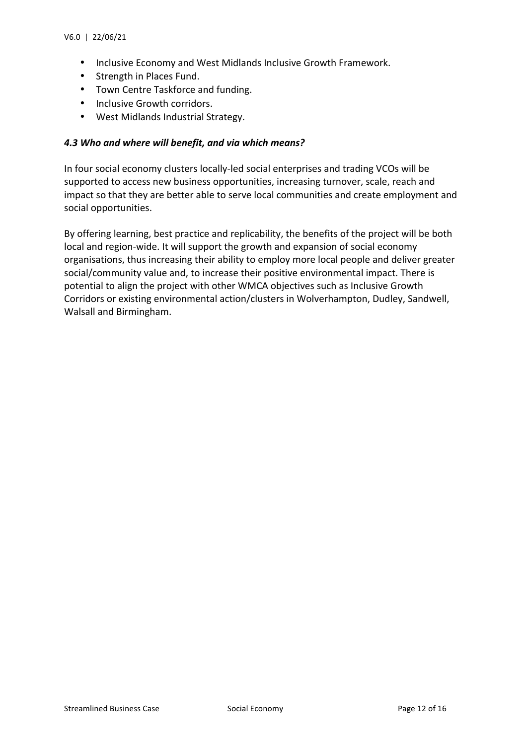- Inclusive Economy and West Midlands Inclusive Growth Framework.
- Strength in Places Fund.
- Town Centre Taskforce and funding.
- Inclusive Growth corridors.
- West Midlands Industrial Strategy.

### *4.3 Who and where will benefit, and via which means?*

In four social economy clusters locally-led social enterprises and trading VCOs will be supported to access new business opportunities, increasing turnover, scale, reach and impact so that they are better able to serve local communities and create employment and social opportunities.

By offering learning, best practice and replicability, the benefits of the project will be both local and region-wide. It will support the growth and expansion of social economy organisations, thus increasing their ability to employ more local people and deliver greater social/community value and, to increase their positive environmental impact. There is potential to align the project with other WMCA objectives such as Inclusive Growth Corridors or existing environmental action/clusters in Wolverhampton, Dudley, Sandwell, Walsall and Birmingham.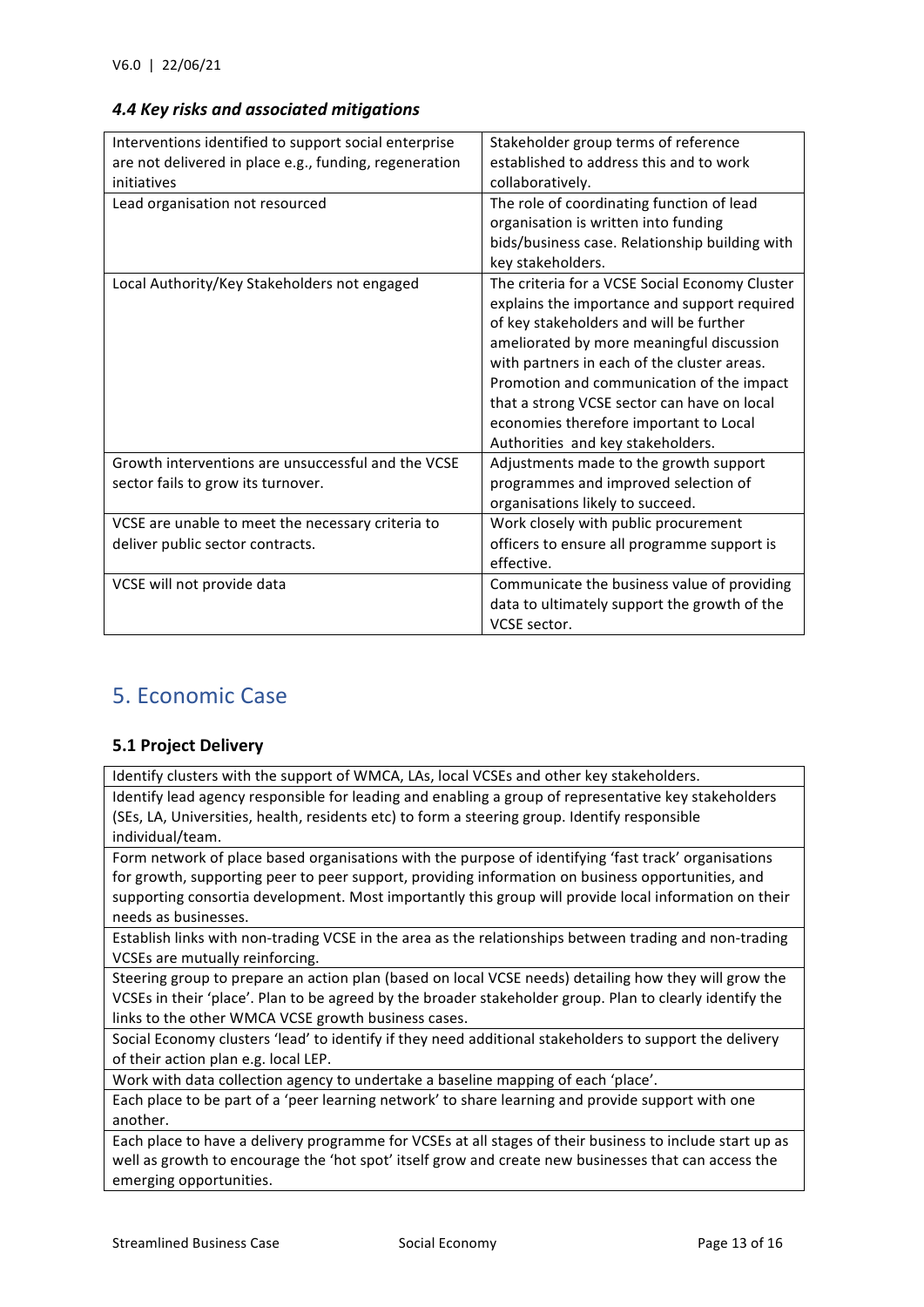### *4.4 Key risks and associated mitigations*

| Risk | Mitigation |
|---|---|
| Interventions identified to support social enterprise are not delivered in place e.g., funding, regeneration initiatives | Stakeholder group terms of reference established to address this and to work collaboratively. |
| Lead organisation not resourced | The role of coordinating function of lead organisation is written into funding bids/business case. Relationship building with key stakeholders. |
| Local Authority/Key Stakeholders not engaged | The criteria for a VCSE Social Economy Cluster explains the importance and support required of key stakeholders and will be further ameliorated by more meaningful discussion with partners in each of the cluster areas. Promotion and communication of the impact that a strong VCSE sector can have on local economies therefore important to Local Authorities and key stakeholders. |
| Growth interventions are unsuccessful and the VCSE sector fails to grow its turnover. | Adjustments made to the growth support programmes and improved selection of organisations likely to succeed. |
| VCSE are unable to meet the necessary criteria to deliver public sector contracts. | Work closely with public procurement officers to ensure all programme support is effective. |
| VCSE will not provide data | Communicate the business value of providing data to ultimately support the growth of the VCSE sector. |

## 5. Economic Case

### 5.1 Project Delivery

| Project Delivery |
|---|
| Identify clusters with the support of WMCA, LAs, local VCSEs and other key stakeholders. |
| Identify lead agency responsible for leading and enabling a group of representative key stakeholders (SEs, LA, Universities, health, residents etc) to form a steering group. Identify responsible individual/team. |
| Form network of place based organisations with the purpose of identifying 'fast track' organisations for growth, supporting peer to peer support, providing information on business opportunities, and supporting consortia development. Most importantly this group will provide local information on their needs as businesses. |
| Establish links with non-trading VCSE in the area as the relationships between trading and non-trading VCSEs are mutually reinforcing. |
| Steering group to prepare an action plan (based on local VCSE needs) detailing how they will grow the VCSEs in their 'place'. Plan to be agreed by the broader stakeholder group. Plan to clearly identify the links to the other WMCA VCSE growth business cases. |
| Social Economy clusters 'lead' to identify if they need additional stakeholders to support the delivery of their action plan e.g. local LEP. |
| Work with data collection agency to undertake a baseline mapping of each 'place'. |
| Each place to be part of a 'peer learning network' to share learning and provide support with one another. |
| Each place to have a delivery programme for VCSEs at all stages of their business to include start up as well as growth to encourage the 'hot spot' itself grow and create new businesses that can access the emerging opportunities. |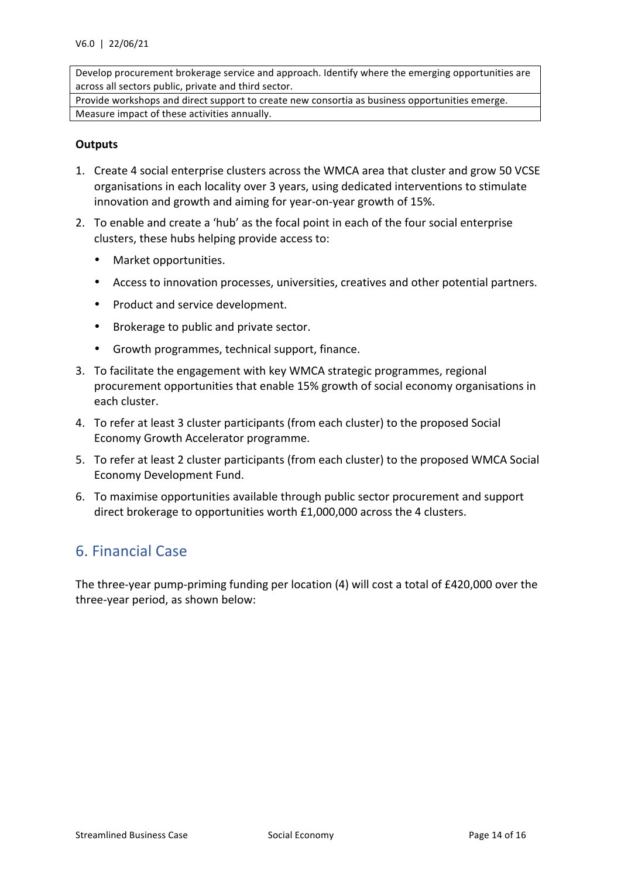| Develop procurement brokerage service and approach. Identify where the emerging opportunities are across all sectors public, private and third sector. |
|---|
| Provide workshops and direct support to create new consortia as business opportunities emerge. |
| Measure impact of these activities annually. |

**Outputs**

1. Create 4 social enterprise clusters across the WMCA area that cluster and grow 50 VCSE organisations in each locality over 3 years, using dedicated interventions to stimulate innovation and growth and aiming for year-on-year growth of 15%.
2. To enable and create a 'hub' as the focal point in each of the four social enterprise clusters, these hubs helping provide access to:
   - Market opportunities.
   - Access to innovation processes, universities, creatives and other potential partners.
   - Product and service development.
   - Brokerage to public and private sector.
   - Growth programmes, technical support, finance.
3. To facilitate the engagement with key WMCA strategic programmes, regional procurement opportunities that enable 15% growth of social economy organisations in each cluster.
4. To refer at least 3 cluster participants (from each cluster) to the proposed Social Economy Growth Accelerator programme.
5. To refer at least 2 cluster participants (from each cluster) to the proposed WMCA Social Economy Development Fund.
6. To maximise opportunities available through public sector procurement and support direct brokerage to opportunities worth £1,000,000 across the 4 clusters.

## 6. Financial Case

The three-year pump-priming funding per location (4) will cost a total of £420,000 over the three-year period, as shown below: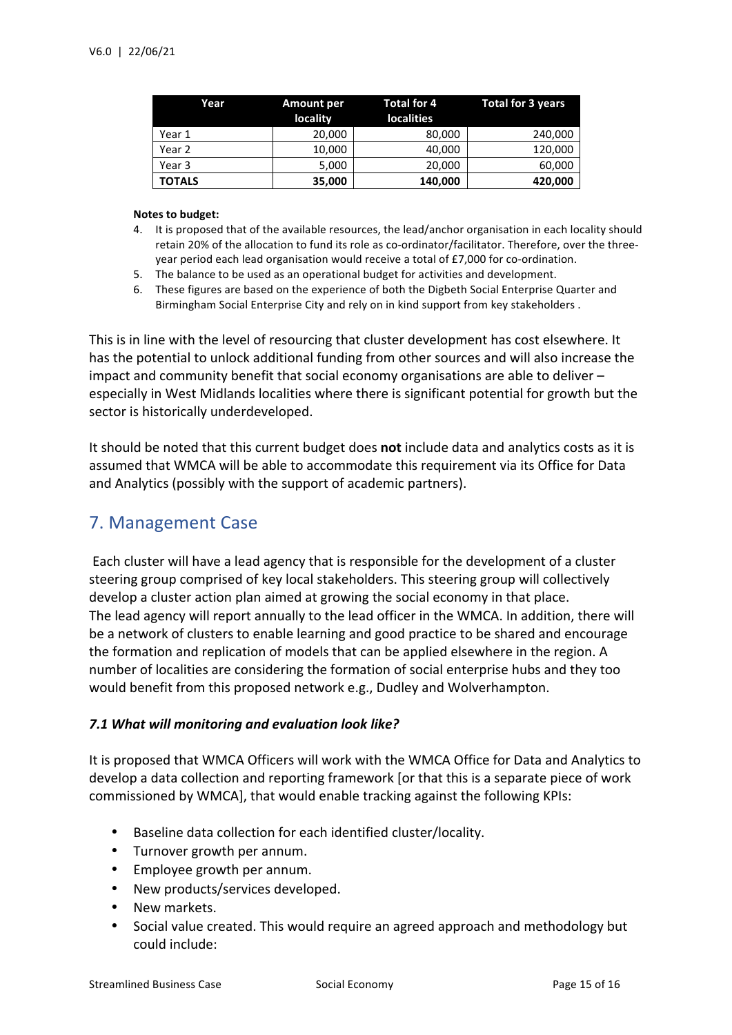| Year | Amount per locality | Total for 4 localities | Total for 3 years |
|---|---|---|---|
| Year 1 | 20,000 | 80,000 | 240,000 |
| Year 2 | 10,000 | 40,000 | 120,000 |
| Year 3 | 5,000 | 20,000 | 60,000 |
| **TOTALS** | **35,000** | **140,000** | **420,000** |

**Notes to budget:**

4. It is proposed that of the available resources, the lead/anchor organisation in each locality should retain 20% of the allocation to fund its role as co-ordinator/facilitator. Therefore, over the three-year period each lead organisation would receive a total of £7,000 for co-ordination.
5. The balance to be used as an operational budget for activities and development.
6. These figures are based on the experience of both the Digbeth Social Enterprise Quarter and Birmingham Social Enterprise City and rely on in kind support from key stakeholders .

This is in line with the level of resourcing that cluster development has cost elsewhere. It has the potential to unlock additional funding from other sources and will also increase the impact and community benefit that social economy organisations are able to deliver – especially in West Midlands localities where there is significant potential for growth but the sector is historically underdeveloped.

It should be noted that this current budget does **not** include data and analytics costs as it is assumed that WMCA will be able to accommodate this requirement via its Office for Data and Analytics (possibly with the support of academic partners).

## 7. Management Case

Each cluster will have a lead agency that is responsible for the development of a cluster steering group comprised of key local stakeholders. This steering group will collectively develop a cluster action plan aimed at growing the social economy in that place. The lead agency will report annually to the lead officer in the WMCA. In addition, there will be a network of clusters to enable learning and good practice to be shared and encourage the formation and replication of models that can be applied elsewhere in the region. A number of localities are considering the formation of social enterprise hubs and they too would benefit from this proposed network e.g., Dudley and Wolverhampton.

### *7.1 What will monitoring and evaluation look like?*

It is proposed that WMCA Officers will work with the WMCA Office for Data and Analytics to develop a data collection and reporting framework [or that this is a separate piece of work commissioned by WMCA], that would enable tracking against the following KPIs:

- Baseline data collection for each identified cluster/locality.
- Turnover growth per annum.
- Employee growth per annum.
- New products/services developed.
- New markets.
- Social value created. This would require an agreed approach and methodology but could include: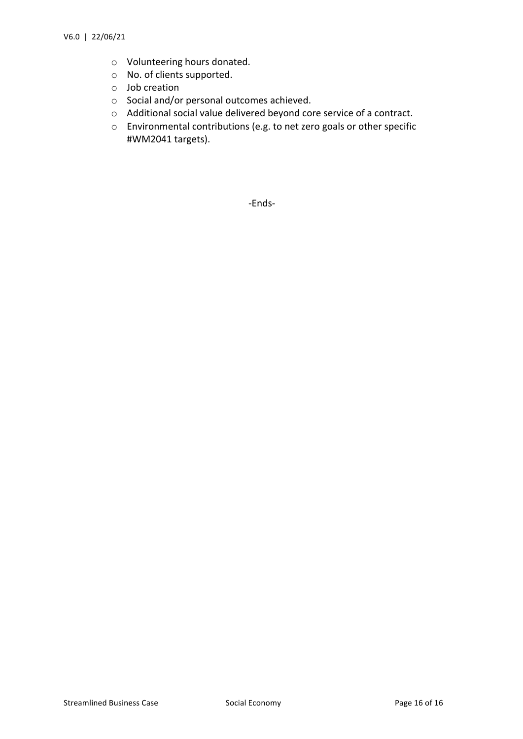- Volunteering hours donated.
- No. of clients supported.
- Job creation
- Social and/or personal outcomes achieved.
- Additional social value delivered beyond core service of a contract.
- Environmental contributions (e.g. to net zero goals or other specific #WM2041 targets).

-Ends-